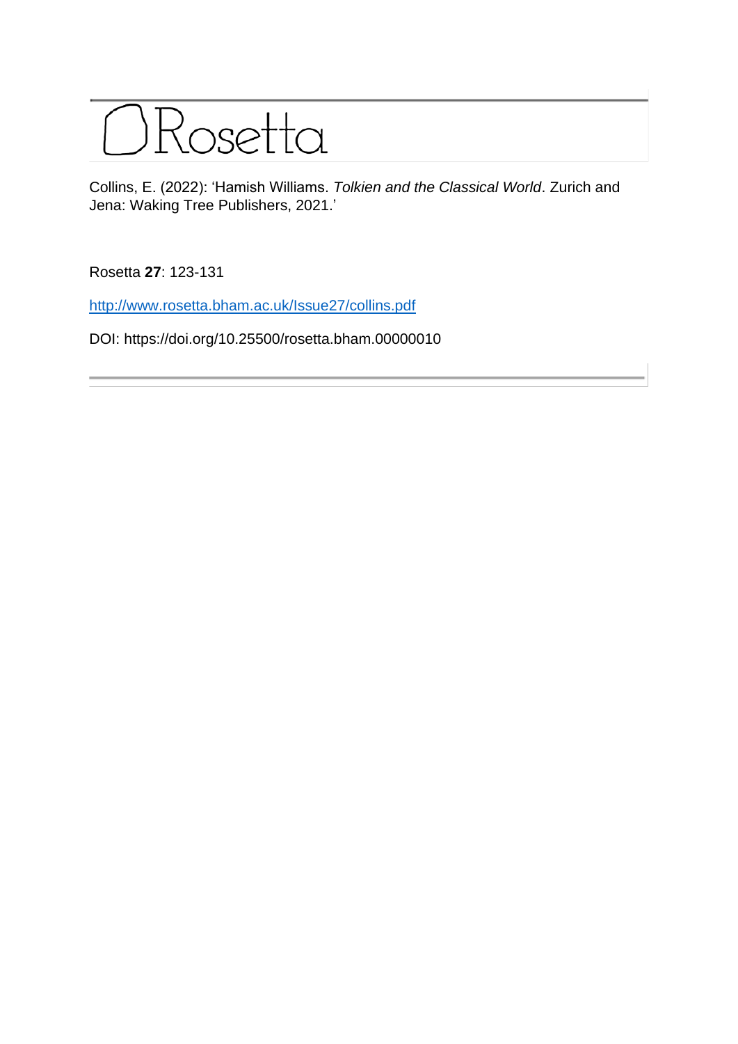# Rosetta

Collins, E. (2022): 'Hamish Williams. *Tolkien and the Classical World*. Zurich and Jena: Waking Tree Publishers, 2021.'

Rosetta **27**: 123-131

http://www.rosetta.bham.ac.uk/Issue27/collins.pdf

DOI: https://doi.org/10.25500/rosetta.bham.00000010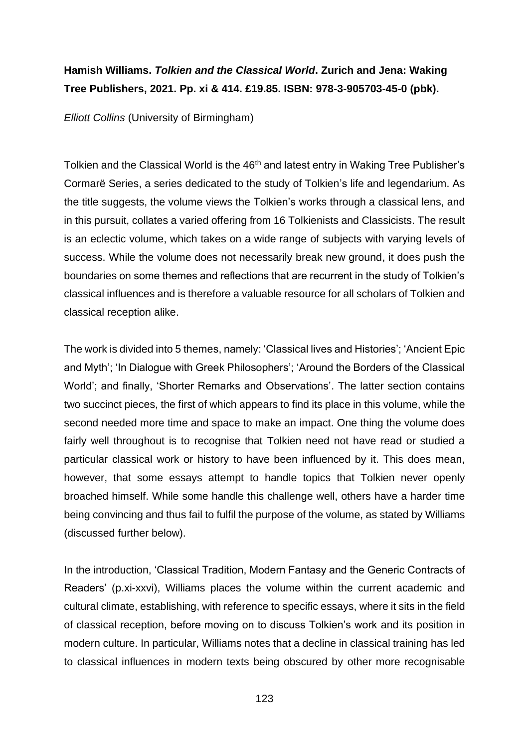**Hamish Williams. *Tolkien and the Classical World*. Zurich and Jena: Waking Tree Publishers, 2021. Pp. xi & 414. £19.85. ISBN: 978-3-905703-45-0 (pbk).**

*Elliott Collins* (University of Birmingham)

Tolkien and the Classical World is the 46th and latest entry in Waking Tree Publisher's Cormarë Series, a series dedicated to the study of Tolkien's life and legendarium. As the title suggests, the volume views the Tolkien's works through a classical lens, and in this pursuit, collates a varied offering from 16 Tolkienists and Classicists. The result is an eclectic volume, which takes on a wide range of subjects with varying levels of success. While the volume does not necessarily break new ground, it does push the boundaries on some themes and reflections that are recurrent in the study of Tolkien's classical influences and is therefore a valuable resource for all scholars of Tolkien and classical reception alike.

The work is divided into 5 themes, namely: 'Classical lives and Histories'; 'Ancient Epic and Myth'; 'In Dialogue with Greek Philosophers'; 'Around the Borders of the Classical World'; and finally, 'Shorter Remarks and Observations'. The latter section contains two succinct pieces, the first of which appears to find its place in this volume, while the second needed more time and space to make an impact. One thing the volume does fairly well throughout is to recognise that Tolkien need not have read or studied a particular classical work or history to have been influenced by it. This does mean, however, that some essays attempt to handle topics that Tolkien never openly broached himself. While some handle this challenge well, others have a harder time being convincing and thus fail to fulfil the purpose of the volume, as stated by Williams (discussed further below).

In the introduction, 'Classical Tradition, Modern Fantasy and the Generic Contracts of Readers' (p.xi-xxvi), Williams places the volume within the current academic and cultural climate, establishing, with reference to specific essays, where it sits in the field of classical reception, before moving on to discuss Tolkien's work and its position in modern culture. In particular, Williams notes that a decline in classical training has led to classical influences in modern texts being obscured by other more recognisable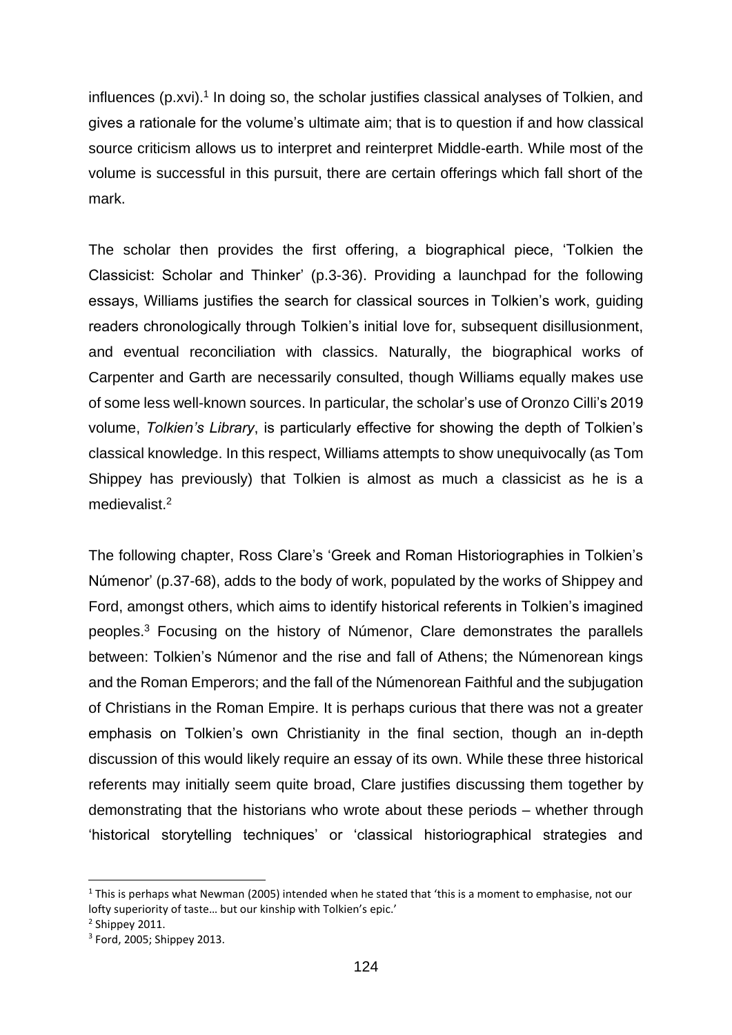influences (p.xvi).[1] In doing so, the scholar justifies classical analyses of Tolkien, and gives a rationale for the volume's ultimate aim; that is to question if and how classical source criticism allows us to interpret and reinterpret Middle-earth. While most of the volume is successful in this pursuit, there are certain offerings which fall short of the mark.

The scholar then provides the first offering, a biographical piece, 'Tolkien the Classicist: Scholar and Thinker' (p.3-36). Providing a launchpad for the following essays, Williams justifies the search for classical sources in Tolkien's work, guiding readers chronologically through Tolkien's initial love for, subsequent disillusionment, and eventual reconciliation with classics. Naturally, the biographical works of Carpenter and Garth are necessarily consulted, though Williams equally makes use of some less well-known sources. In particular, the scholar's use of Oronzo Cilli's 2019 volume, *Tolkien's Library*, is particularly effective for showing the depth of Tolkien's classical knowledge. In this respect, Williams attempts to show unequivocally (as Tom Shippey has previously) that Tolkien is almost as much a classicist as he is a medievalist.[2]

The following chapter, Ross Clare's 'Greek and Roman Historiographies in Tolkien's Númenor' (p.37-68), adds to the body of work, populated by the works of Shippey and Ford, amongst others, which aims to identify historical referents in Tolkien's imagined peoples.[3] Focusing on the history of Númenor, Clare demonstrates the parallels between: Tolkien's Númenor and the rise and fall of Athens; the Númenorean kings and the Roman Emperors; and the fall of the Númenorean Faithful and the subjugation of Christians in the Roman Empire. It is perhaps curious that there was not a greater emphasis on Tolkien's own Christianity in the final section, though an in-depth discussion of this would likely require an essay of its own. While these three historical referents may initially seem quite broad, Clare justifies discussing them together by demonstrating that the historians who wrote about these periods – whether through 'historical storytelling techniques' or 'classical historiographical strategies and

---

[1] This is perhaps what Newman (2005) intended when he stated that 'this is a moment to emphasise, not our lofty superiority of taste… but our kinship with Tolkien's epic.'

[2] Shippey 2011.

[3] Ford, 2005; Shippey 2013.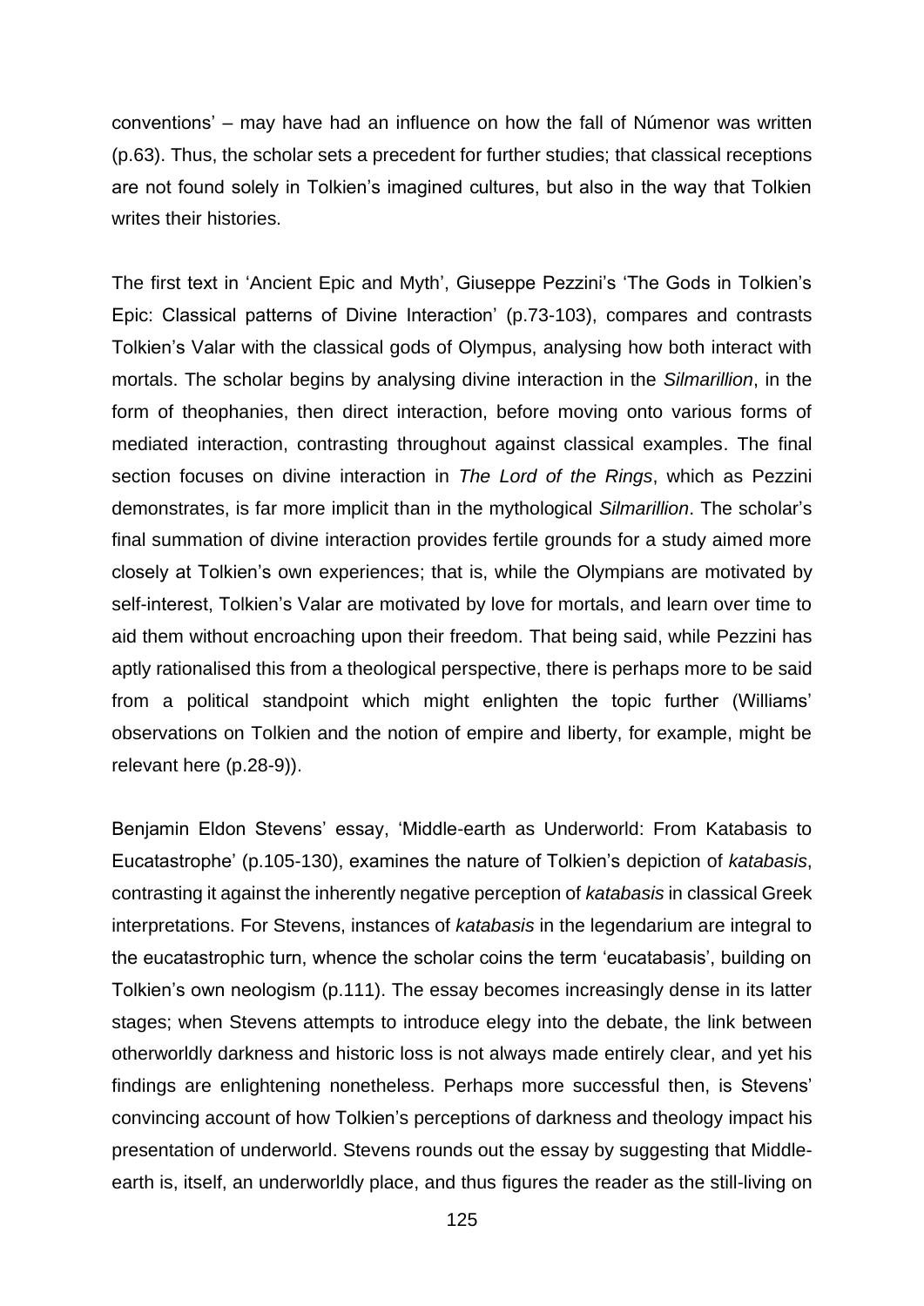conventions' – may have had an influence on how the fall of Númenor was written (p.63). Thus, the scholar sets a precedent for further studies; that classical receptions are not found solely in Tolkien's imagined cultures, but also in the way that Tolkien writes their histories.

The first text in 'Ancient Epic and Myth', Giuseppe Pezzini's 'The Gods in Tolkien's Epic: Classical patterns of Divine Interaction' (p.73-103), compares and contrasts Tolkien's Valar with the classical gods of Olympus, analysing how both interact with mortals. The scholar begins by analysing divine interaction in the *Silmarillion*, in the form of theophanies, then direct interaction, before moving onto various forms of mediated interaction, contrasting throughout against classical examples. The final section focuses on divine interaction in *The Lord of the Rings*, which as Pezzini demonstrates, is far more implicit than in the mythological *Silmarillion*. The scholar's final summation of divine interaction provides fertile grounds for a study aimed more closely at Tolkien's own experiences; that is, while the Olympians are motivated by self-interest, Tolkien's Valar are motivated by love for mortals, and learn over time to aid them without encroaching upon their freedom. That being said, while Pezzini has aptly rationalised this from a theological perspective, there is perhaps more to be said from a political standpoint which might enlighten the topic further (Williams' observations on Tolkien and the notion of empire and liberty, for example, might be relevant here (p.28-9)).

Benjamin Eldon Stevens' essay, 'Middle-earth as Underworld: From Katabasis to Eucatastrophe' (p.105-130), examines the nature of Tolkien's depiction of *katabasis*, contrasting it against the inherently negative perception of *katabasis* in classical Greek interpretations. For Stevens, instances of *katabasis* in the legendarium are integral to the eucatastrophic turn, whence the scholar coins the term 'eucatabasis', building on Tolkien's own neologism (p.111). The essay becomes increasingly dense in its latter stages; when Stevens attempts to introduce elegy into the debate, the link between otherworldly darkness and historic loss is not always made entirely clear, and yet his findings are enlightening nonetheless. Perhaps more successful then, is Stevens' convincing account of how Tolkien's perceptions of darkness and theology impact his presentation of underworld. Stevens rounds out the essay by suggesting that Middle-earth is, itself, an underworldly place, and thus figures the reader as the still-living on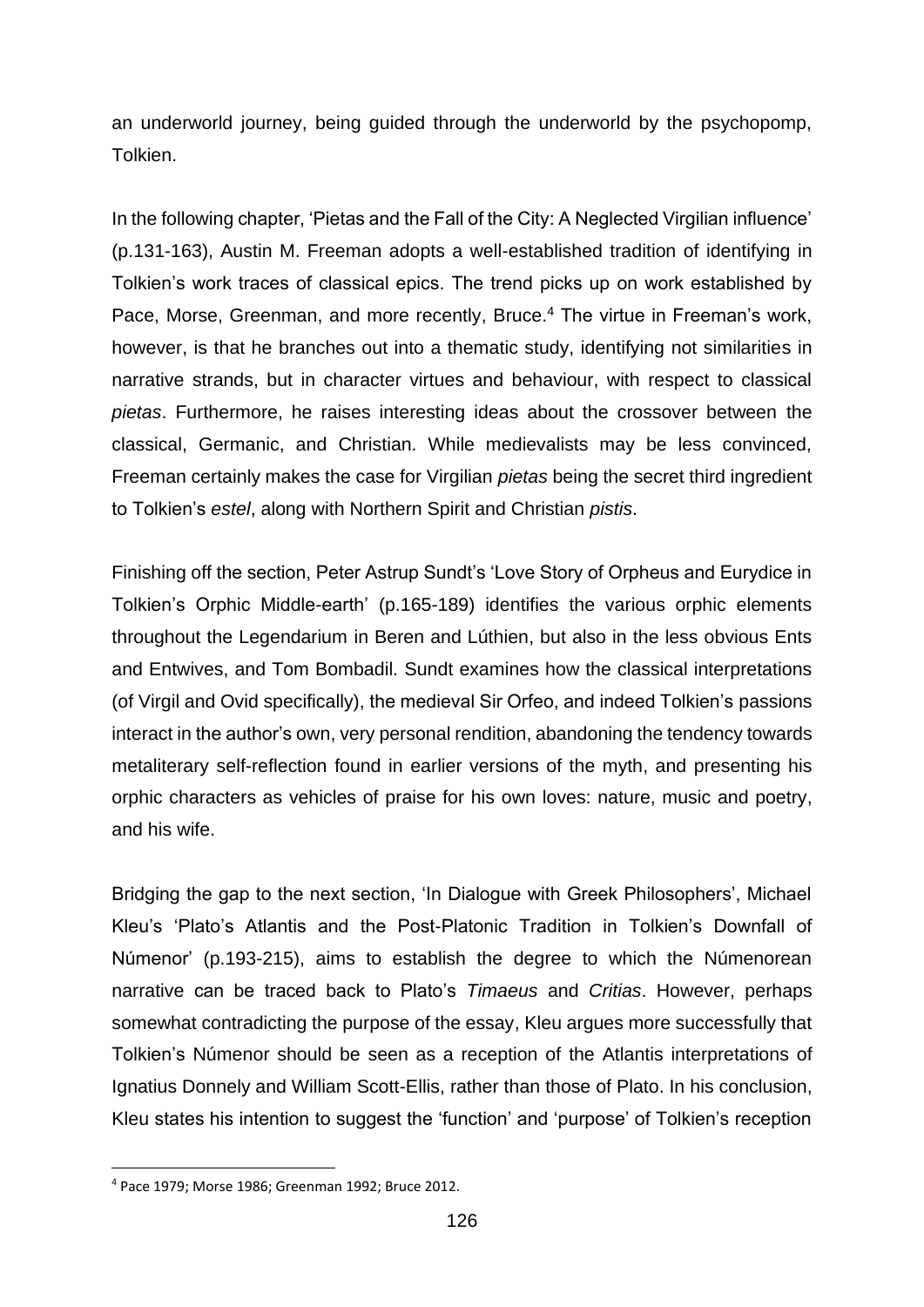an underworld journey, being guided through the underworld by the psychopomp, Tolkien.

In the following chapter, 'Pietas and the Fall of the City: A Neglected Virgilian influence' (p.131-163), Austin M. Freeman adopts a well-established tradition of identifying in Tolkien's work traces of classical epics. The trend picks up on work established by Pace, Morse, Greenman, and more recently, Bruce.[4] The virtue in Freeman's work, however, is that he branches out into a thematic study, identifying not similarities in narrative strands, but in character virtues and behaviour, with respect to classical *pietas*. Furthermore, he raises interesting ideas about the crossover between the classical, Germanic, and Christian. While medievalists may be less convinced, Freeman certainly makes the case for Virgilian *pietas* being the secret third ingredient to Tolkien's *estel*, along with Northern Spirit and Christian *pistis*.

Finishing off the section, Peter Astrup Sundt's 'Love Story of Orpheus and Eurydice in Tolkien's Orphic Middle-earth' (p.165-189) identifies the various orphic elements throughout the Legendarium in Beren and Lúthien, but also in the less obvious Ents and Entwives, and Tom Bombadil. Sundt examines how the classical interpretations (of Virgil and Ovid specifically), the medieval Sir Orfeo, and indeed Tolkien's passions interact in the author's own, very personal rendition, abandoning the tendency towards metaliterary self-reflection found in earlier versions of the myth, and presenting his orphic characters as vehicles of praise for his own loves: nature, music and poetry, and his wife.

Bridging the gap to the next section, 'In Dialogue with Greek Philosophers', Michael Kleu's 'Plato's Atlantis and the Post-Platonic Tradition in Tolkien's Downfall of Númenor' (p.193-215), aims to establish the degree to which the Númenorean narrative can be traced back to Plato's *Timaeus* and *Critias*. However, perhaps somewhat contradicting the purpose of the essay, Kleu argues more successfully that Tolkien's Númenor should be seen as a reception of the Atlantis interpretations of Ignatius Donnely and William Scott-Ellis, rather than those of Plato. In his conclusion, Kleu states his intention to suggest the 'function' and 'purpose' of Tolkien's reception

---

[4] Pace 1979; Morse 1986; Greenman 1992; Bruce 2012.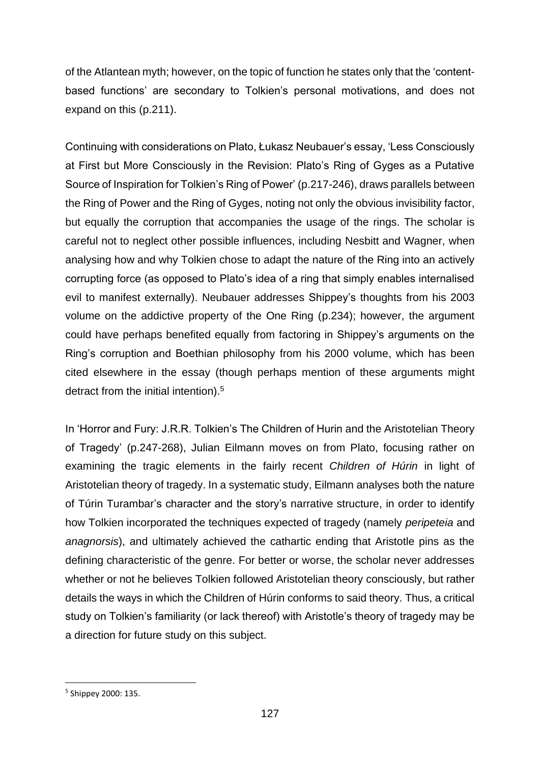of the Atlantean myth; however, on the topic of function he states only that the 'content-based functions' are secondary to Tolkien's personal motivations, and does not expand on this (p.211).

Continuing with considerations on Plato, Łukasz Neubauer's essay, 'Less Consciously at First but More Consciously in the Revision: Plato's Ring of Gyges as a Putative Source of Inspiration for Tolkien's Ring of Power' (p.217-246), draws parallels between the Ring of Power and the Ring of Gyges, noting not only the obvious invisibility factor, but equally the corruption that accompanies the usage of the rings. The scholar is careful not to neglect other possible influences, including Nesbitt and Wagner, when analysing how and why Tolkien chose to adapt the nature of the Ring into an actively corrupting force (as opposed to Plato's idea of a ring that simply enables internalised evil to manifest externally). Neubauer addresses Shippey's thoughts from his 2003 volume on the addictive property of the One Ring (p.234); however, the argument could have perhaps benefited equally from factoring in Shippey's arguments on the Ring's corruption and Boethian philosophy from his 2000 volume, which has been cited elsewhere in the essay (though perhaps mention of these arguments might detract from the initial intention).[5]

In 'Horror and Fury: J.R.R. Tolkien's The Children of Hurin and the Aristotelian Theory of Tragedy' (p.247-268), Julian Eilmann moves on from Plato, focusing rather on examining the tragic elements in the fairly recent *Children of Húrin* in light of Aristotelian theory of tragedy. In a systematic study, Eilmann analyses both the nature of Túrin Turambar's character and the story's narrative structure, in order to identify how Tolkien incorporated the techniques expected of tragedy (namely *peripeteia* and *anagnorsis*), and ultimately achieved the cathartic ending that Aristotle pins as the defining characteristic of the genre. For better or worse, the scholar never addresses whether or not he believes Tolkien followed Aristotelian theory consciously, but rather details the ways in which the Children of Húrin conforms to said theory. Thus, a critical study on Tolkien's familiarity (or lack thereof) with Aristotle's theory of tragedy may be a direction for future study on this subject.

[5] Shippey 2000: 135.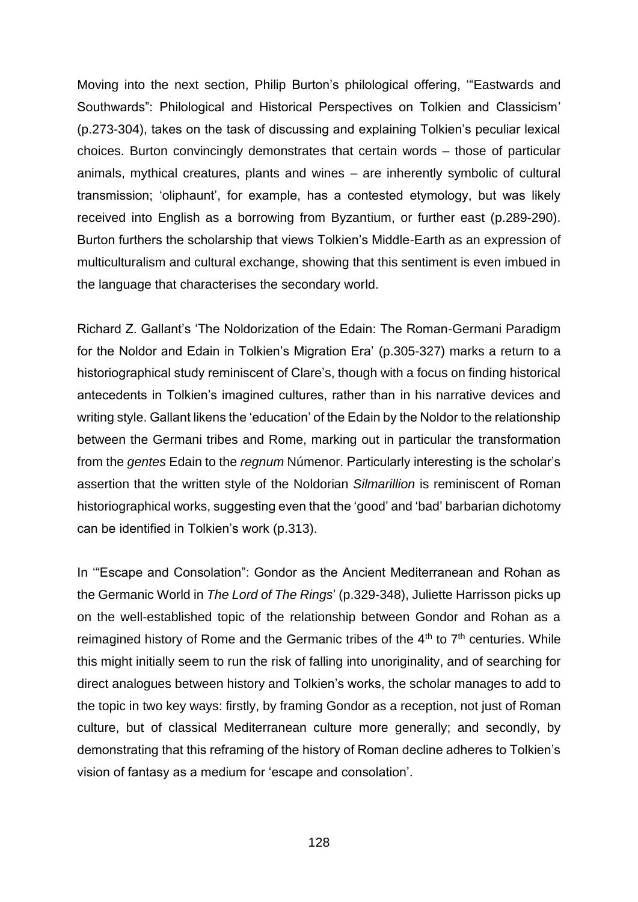Moving into the next section, Philip Burton's philological offering, '"Eastwards and Southwards": Philological and Historical Perspectives on Tolkien and Classicism' (p.273-304), takes on the task of discussing and explaining Tolkien's peculiar lexical choices. Burton convincingly demonstrates that certain words – those of particular animals, mythical creatures, plants and wines – are inherently symbolic of cultural transmission; 'oliphaunt', for example, has a contested etymology, but was likely received into English as a borrowing from Byzantium, or further east (p.289-290). Burton furthers the scholarship that views Tolkien's Middle-Earth as an expression of multiculturalism and cultural exchange, showing that this sentiment is even imbued in the language that characterises the secondary world.

Richard Z. Gallant's 'The Noldorization of the Edain: The Roman-Germani Paradigm for the Noldor and Edain in Tolkien's Migration Era' (p.305-327) marks a return to a historiographical study reminiscent of Clare's, though with a focus on finding historical antecedents in Tolkien's imagined cultures, rather than in his narrative devices and writing style. Gallant likens the 'education' of the Edain by the Noldor to the relationship between the Germani tribes and Rome, marking out in particular the transformation from the *gentes* Edain to the *regnum* Númenor. Particularly interesting is the scholar's assertion that the written style of the Noldorian *Silmarillion* is reminiscent of Roman historiographical works, suggesting even that the 'good' and 'bad' barbarian dichotomy can be identified in Tolkien's work (p.313).

In '"Escape and Consolation": Gondor as the Ancient Mediterranean and Rohan as the Germanic World in *The Lord of The Rings*' (p.329-348), Juliette Harrisson picks up on the well-established topic of the relationship between Gondor and Rohan as a reimagined history of Rome and the Germanic tribes of the 4th to 7th centuries. While this might initially seem to run the risk of falling into unoriginality, and of searching for direct analogues between history and Tolkien's works, the scholar manages to add to the topic in two key ways: firstly, by framing Gondor as a reception, not just of Roman culture, but of classical Mediterranean culture more generally; and secondly, by demonstrating that this reframing of the history of Roman decline adheres to Tolkien's vision of fantasy as a medium for 'escape and consolation'.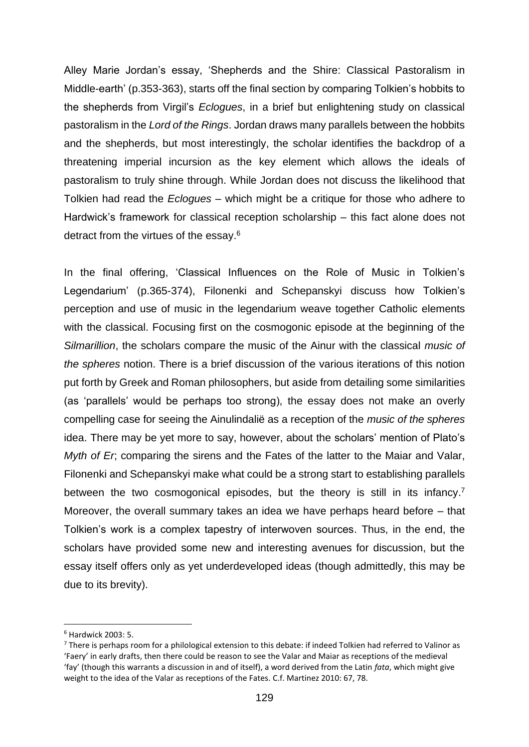Alley Marie Jordan's essay, 'Shepherds and the Shire: Classical Pastoralism in Middle-earth' (p.353-363), starts off the final section by comparing Tolkien's hobbits to the shepherds from Virgil's *Eclogues*, in a brief but enlightening study on classical pastoralism in the *Lord of the Rings*. Jordan draws many parallels between the hobbits and the shepherds, but most interestingly, the scholar identifies the backdrop of a threatening imperial incursion as the key element which allows the ideals of pastoralism to truly shine through. While Jordan does not discuss the likelihood that Tolkien had read the *Eclogues* – which might be a critique for those who adhere to Hardwick's framework for classical reception scholarship – this fact alone does not detract from the virtues of the essay.[6]

In the final offering, 'Classical Influences on the Role of Music in Tolkien's Legendarium' (p.365-374), Filonenki and Schepanskyi discuss how Tolkien's perception and use of music in the legendarium weave together Catholic elements with the classical. Focusing first on the cosmogonic episode at the beginning of the *Silmarillion*, the scholars compare the music of the Ainur with the classical *music of the spheres* notion. There is a brief discussion of the various iterations of this notion put forth by Greek and Roman philosophers, but aside from detailing some similarities (as 'parallels' would be perhaps too strong), the essay does not make an overly compelling case for seeing the Ainulindalië as a reception of the *music of the spheres* idea. There may be yet more to say, however, about the scholars' mention of Plato's *Myth of Er*; comparing the sirens and the Fates of the latter to the Maiar and Valar, Filonenki and Schepanskyi make what could be a strong start to establishing parallels between the two cosmogonical episodes, but the theory is still in its infancy.[7] Moreover, the overall summary takes an idea we have perhaps heard before – that Tolkien's work is a complex tapestry of interwoven sources. Thus, in the end, the scholars have provided some new and interesting avenues for discussion, but the essay itself offers only as yet underdeveloped ideas (though admittedly, this may be due to its brevity).

---

[6] Hardwick 2003: 5.

[7] There is perhaps room for a philological extension to this debate: if indeed Tolkien had referred to Valinor as 'Faery' in early drafts, then there could be reason to see the Valar and Maiar as receptions of the medieval 'fay' (though this warrants a discussion in and of itself), a word derived from the Latin *fata*, which might give weight to the idea of the Valar as receptions of the Fates. C.f. Martinez 2010: 67, 78.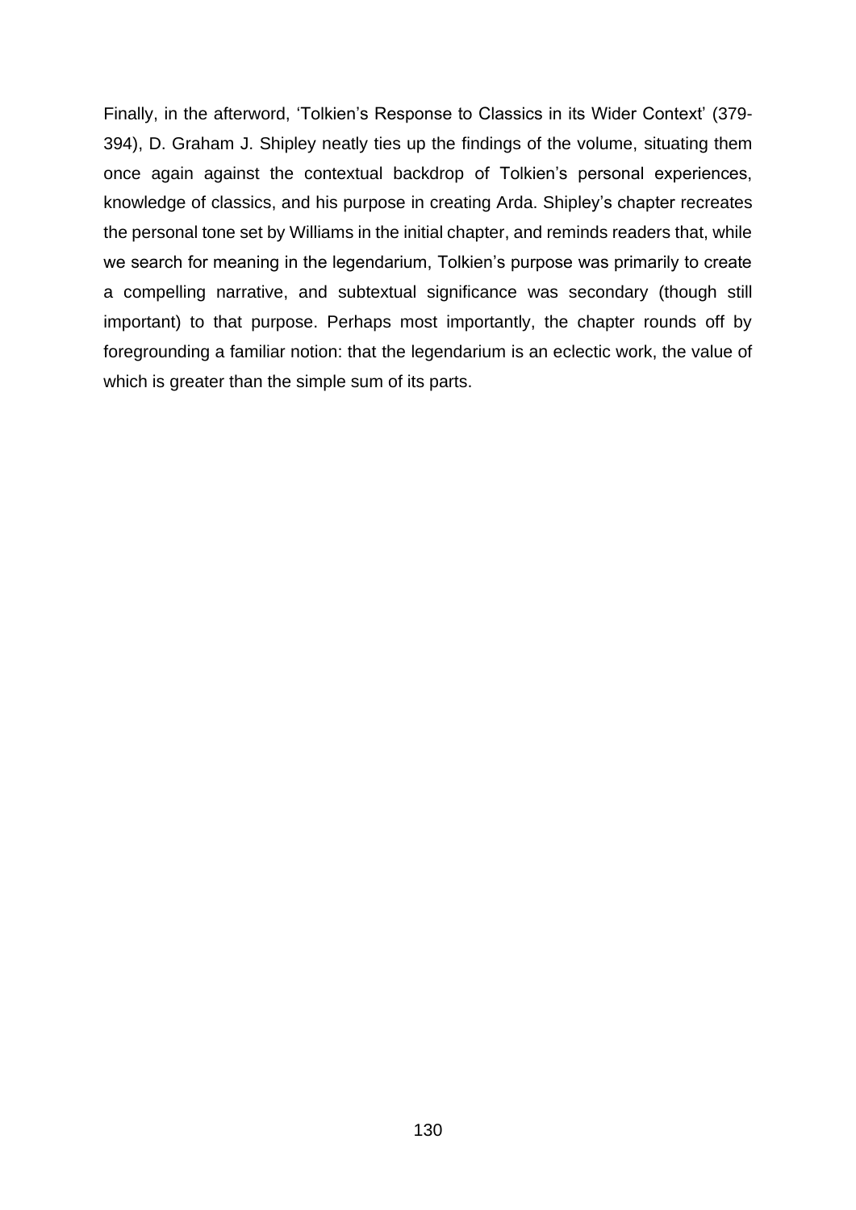Finally, in the afterword, 'Tolkien's Response to Classics in its Wider Context' (379-394), D. Graham J. Shipley neatly ties up the findings of the volume, situating them once again against the contextual backdrop of Tolkien's personal experiences, knowledge of classics, and his purpose in creating Arda. Shipley's chapter recreates the personal tone set by Williams in the initial chapter, and reminds readers that, while we search for meaning in the legendarium, Tolkien's purpose was primarily to create a compelling narrative, and subtextual significance was secondary (though still important) to that purpose. Perhaps most importantly, the chapter rounds off by foregrounding a familiar notion: that the legendarium is an eclectic work, the value of which is greater than the simple sum of its parts.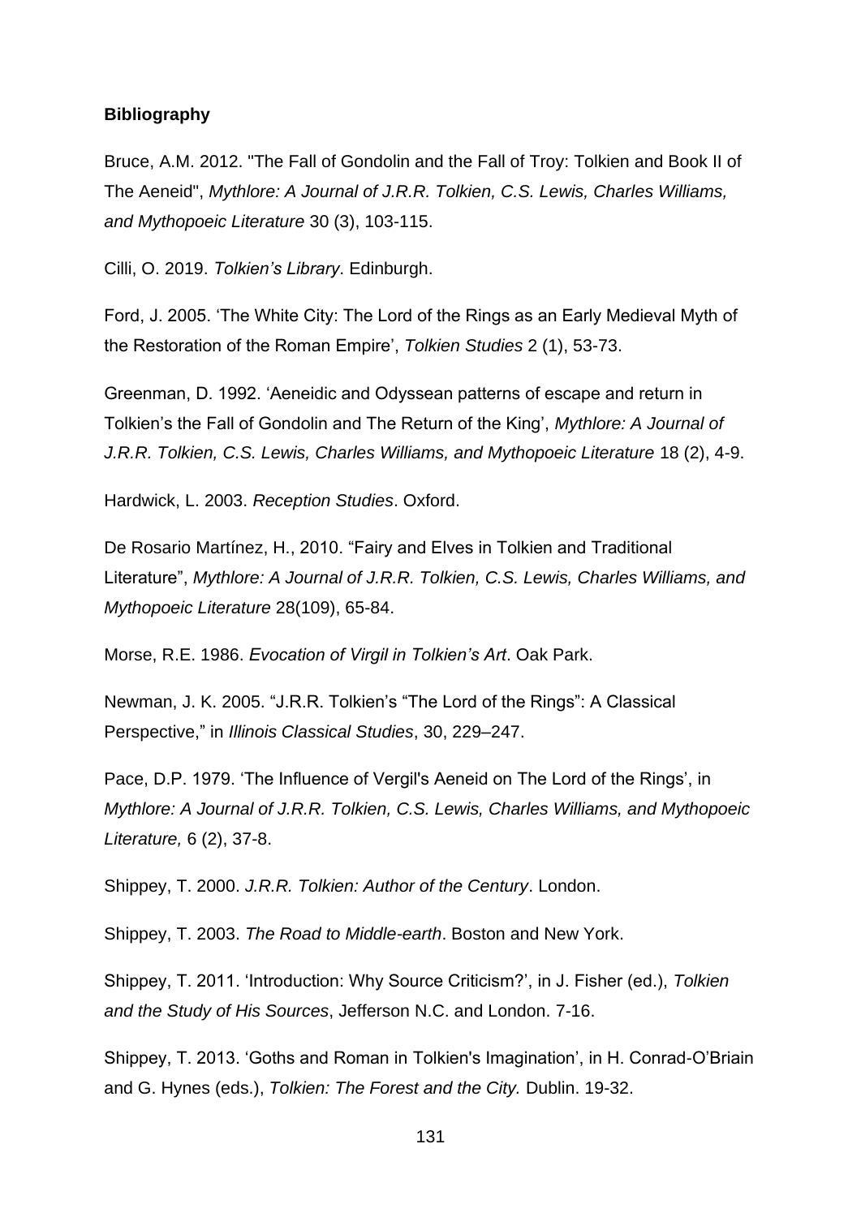**Bibliography**

Bruce, A.M. 2012. "The Fall of Gondolin and the Fall of Troy: Tolkien and Book II of The Aeneid", *Mythlore: A Journal of J.R.R. Tolkien, C.S. Lewis, Charles Williams, and Mythopoeic Literature* 30 (3), 103-115.

Cilli, O. 2019. *Tolkien's Library*. Edinburgh.

Ford, J. 2005. 'The White City: The Lord of the Rings as an Early Medieval Myth of the Restoration of the Roman Empire', *Tolkien Studies* 2 (1), 53-73.

Greenman, D. 1992. 'Aeneidic and Odyssean patterns of escape and return in Tolkien's the Fall of Gondolin and The Return of the King', *Mythlore: A Journal of J.R.R. Tolkien, C.S. Lewis, Charles Williams, and Mythopoeic Literature* 18 (2), 4-9.

Hardwick, L. 2003. *Reception Studies*. Oxford.

De Rosario Martínez, H., 2010. "Fairy and Elves in Tolkien and Traditional Literature", *Mythlore: A Journal of J.R.R. Tolkien, C.S. Lewis, Charles Williams, and Mythopoeic Literature* 28(109), 65-84.

Morse, R.E. 1986. *Evocation of Virgil in Tolkien's Art*. Oak Park.

Newman, J. K. 2005. "J.R.R. Tolkien's "The Lord of the Rings": A Classical Perspective," in *Illinois Classical Studies*, 30, 229–247.

Pace, D.P. 1979. 'The Influence of Vergil's Aeneid on The Lord of the Rings', in *Mythlore: A Journal of J.R.R. Tolkien, C.S. Lewis, Charles Williams, and Mythopoeic Literature,* 6 (2), 37-8.

Shippey, T. 2000. *J.R.R. Tolkien: Author of the Century*. London.

Shippey, T. 2003. *The Road to Middle-earth*. Boston and New York.

Shippey, T. 2011. 'Introduction: Why Source Criticism?', in J. Fisher (ed.), *Tolkien and the Study of His Sources*, Jefferson N.C. and London. 7-16.

Shippey, T. 2013. 'Goths and Roman in Tolkien's Imagination', in H. Conrad-O'Briain and G. Hynes (eds.), *Tolkien: The Forest and the City.* Dublin. 19-32.